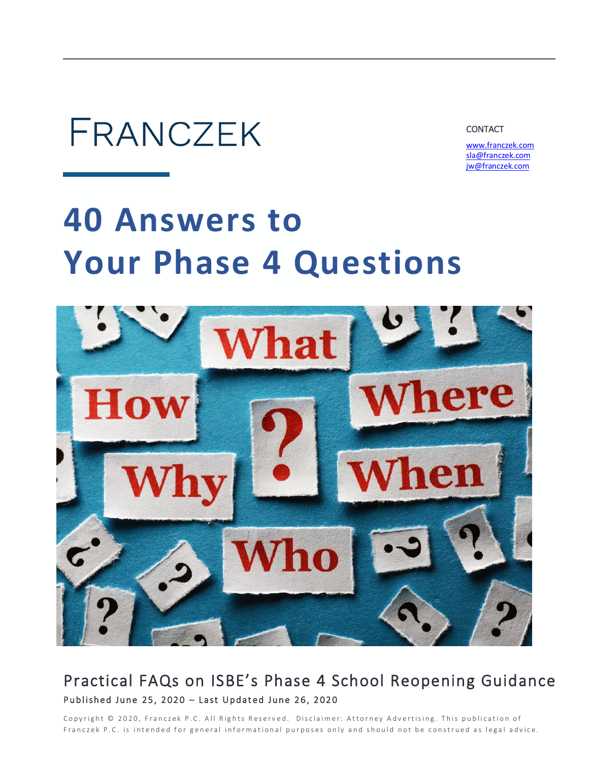FRANCZEK

CONTACT

[www.franczek.com](http://www.franczek.com)
[sla@franczek.com](mailto:sla@franczek.com)
[jw@franczek.com](mailto:jw@franczek.com)

# 40 Answers to Your Phase 4 Questions

## Practical FAQs on ISBE's Phase 4 School Reopening Guidance

Published June 25, 2020 – Last Updated June 26, 2020

Copyright © 2020, Franczek P.C. All Rights Reserved. Disclaimer: Attorney Advertising. This publication of Franczek P.C. is intended for general informational purposes only and should not be construed as legal advice.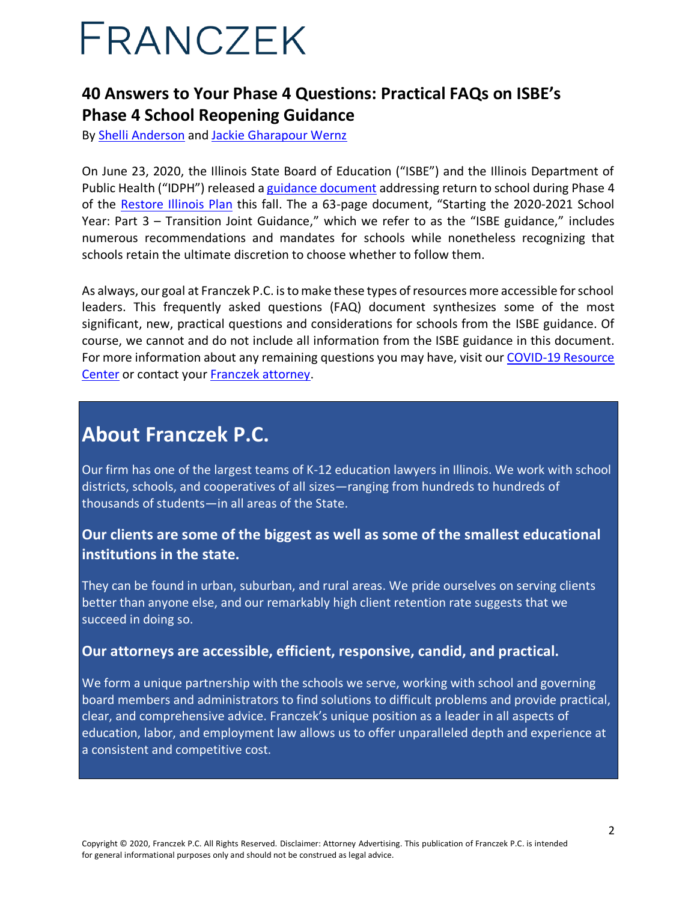# FRANCZEK

## 40 Answers to Your Phase 4 Questions: Practical FAQs on ISBE's Phase 4 School Reopening Guidance

By [Shelli Anderson]() and [Jackie Gharapour Wernz]()

On June 23, 2020, the Illinois State Board of Education ("ISBE") and the Illinois Department of Public Health ("IDPH") released a [guidance document]() addressing return to school during Phase 4 of the [Restore Illinois Plan]() this fall. The a 63-page document, "Starting the 2020-2021 School Year: Part 3 – Transition Joint Guidance," which we refer to as the "ISBE guidance," includes numerous recommendations and mandates for schools while nonetheless recognizing that schools retain the ultimate discretion to choose whether to follow them.

As always, our goal at Franczek P.C. is to make these types of resources more accessible for school leaders. This frequently asked questions (FAQ) document synthesizes some of the most significant, new, practical questions and considerations for schools from the ISBE guidance. Of course, we cannot and do not include all information from the ISBE guidance in this document. For more information about any remaining questions you may have, visit our [COVID-19 Resource Center]() or contact your [Franczek attorney]().

## About Franczek P.C.

Our firm has one of the largest teams of K-12 education lawyers in Illinois. We work with school districts, schools, and cooperatives of all sizes—ranging from hundreds to hundreds of thousands of students—in all areas of the State.

### Our clients are some of the biggest as well as some of the smallest educational institutions in the state.

They can be found in urban, suburban, and rural areas. We pride ourselves on serving clients better than anyone else, and our remarkably high client retention rate suggests that we succeed in doing so.

### Our attorneys are accessible, efficient, responsive, candid, and practical.

We form a unique partnership with the schools we serve, working with school and governing board members and administrators to find solutions to difficult problems and provide practical, clear, and comprehensive advice. Franczek's unique position as a leader in all aspects of education, labor, and employment law allows us to offer unparalleled depth and experience at a consistent and competitive cost.

Copyright © 2020, Franczek P.C. All Rights Reserved. Disclaimer: Attorney Advertising. This publication of Franczek P.C. is intended for general informational purposes only and should not be construed as legal advice.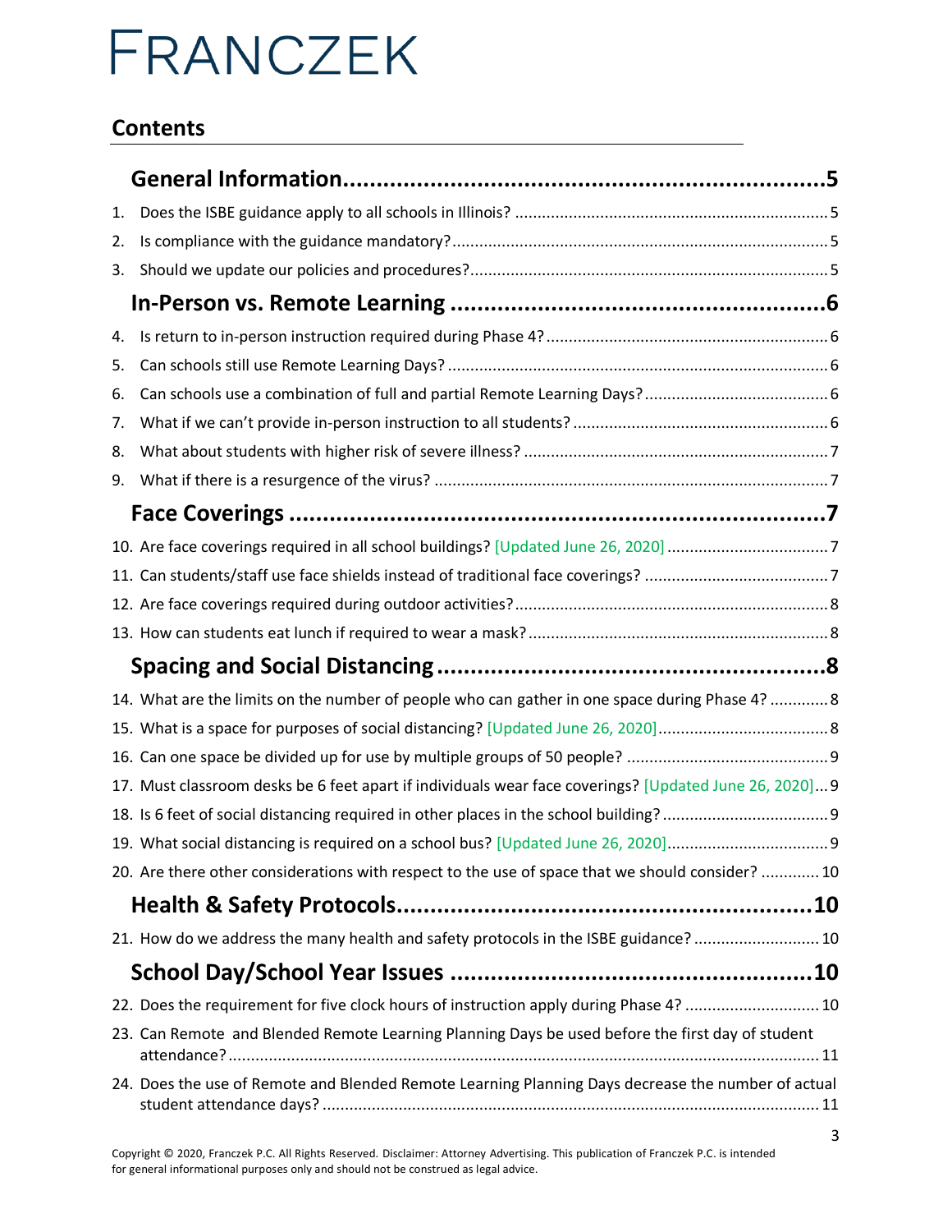# FRANCZEK

## Contents

**General Information** ........ 5

1. Does the ISBE guidance apply to all schools in Illinois? ........ 5
2. Is compliance with the guidance mandatory? ........ 5
3. Should we update our policies and procedures? ........ 5

**In-Person vs. Remote Learning** ........ 6

4. Is return to in-person instruction required during Phase 4? ........ 6
5. Can schools still use Remote Learning Days? ........ 6
6. Can schools use a combination of full and partial Remote Learning Days? ........ 6
7. What if we can't provide in-person instruction to all students? ........ 6
8. What about students with higher risk of severe illness? ........ 7
9. What if there is a resurgence of the virus? ........ 7

**Face Coverings** ........ 7

10. Are face coverings required in all school buildings? [Updated June 26, 2020] ........ 7
11. Can students/staff use face shields instead of traditional face coverings? ........ 7
12. Are face coverings required during outdoor activities? ........ 8
13. How can students eat lunch if required to wear a mask? ........ 8

**Spacing and Social Distancing** ........ 8

14. What are the limits on the number of people who can gather in one space during Phase 4? ........ 8
15. What is a space for purposes of social distancing? [Updated June 26, 2020] ........ 8
16. Can one space be divided up for use by multiple groups of 50 people? ........ 9
17. Must classroom desks be 6 feet apart if individuals wear face coverings? [Updated June 26, 2020] ... 9
18. Is 6 feet of social distancing required in other places in the school building? ........ 9
19. What social distancing is required on a school bus? [Updated June 26, 2020] ........ 9
20. Are there other considerations with respect to the use of space that we should consider? ........ 10

**Health & Safety Protocols** ........ 10

21. How do we address the many health and safety protocols in the ISBE guidance? ........ 10

**School Day/School Year Issues** ........ 10

22. Does the requirement for five clock hours of instruction apply during Phase 4? ........ 10
23. Can Remote and Blended Remote Learning Planning Days be used before the first day of student attendance? ........ 11
24. Does the use of Remote and Blended Remote Learning Planning Days decrease the number of actual student attendance days? ........ 11

Copyright © 2020, Franczek P.C. All Rights Reserved. Disclaimer: Attorney Advertising. This publication of Franczek P.C. is intended for general informational purposes only and should not be construed as legal advice.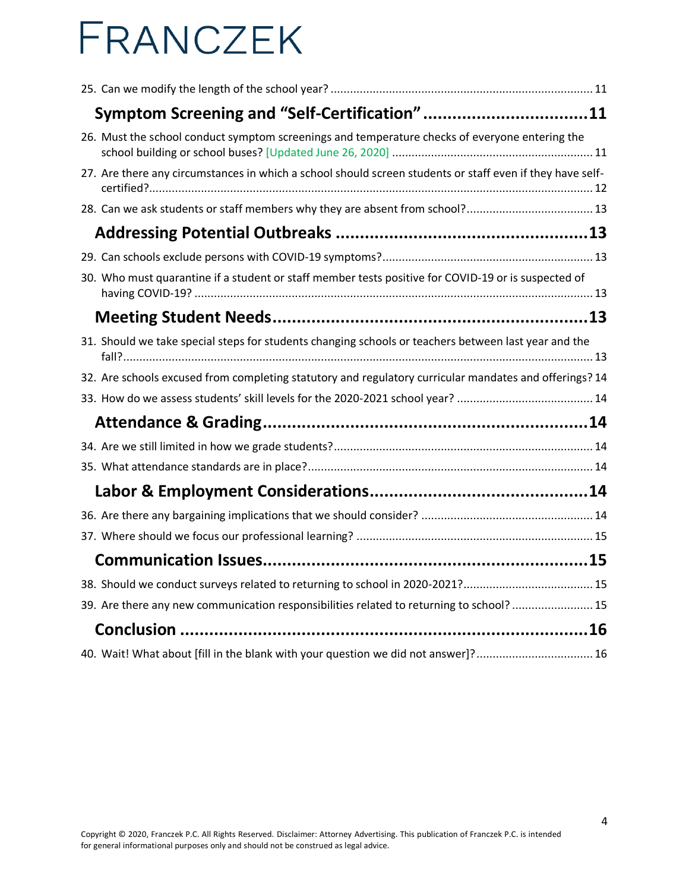25. Can we modify the length of the school year? ................................................................................. 11

**Symptom Screening and "Self-Certification" .................................11**

26. Must the school conduct symptom screenings and temperature checks of everyone entering the school building or school buses? [Updated June 26, 2020] .............................................................. 11

27. Are there any circumstances in which a school should screen students or staff even if they have self-certified?......................................................................................................................................... 12

28. Can we ask students or staff members why they are absent from school?....................................... 13

**Addressing Potential Outbreaks ...................................................13**

29. Can schools exclude persons with COVID-19 symptoms?................................................................. 13

30. Who must quarantine if a student or staff member tests positive for COVID-19 or is suspected of having COVID-19? ........................................................................................................................... 13

**Meeting Student Needs................................................................13**

31. Should we take special steps for students changing schools or teachers between last year and the fall?............................................................................................................................................... 13

32. Are schools excused from completing statutory and regulatory curricular mandates and offerings? 14

33. How do we assess students' skill levels for the 2020-2021 school year? .......................................... 14

**Attendance & Grading..................................................................14**

34. Are we still limited in how we grade students?................................................................................ 14

35. What attendance standards are in place?........................................................................................ 14

**Labor & Employment Considerations............................................14**

36. Are there any bargaining implications that we should consider? ..................................................... 14

37. Where should we focus our professional learning? ........................................................................ 15

**Communication Issues..................................................................15**

38. Should we conduct surveys related to returning to school in 2020-2021?........................................ 15

39. Are there any new communication responsibilities related to returning to school? ......................... 15

**Conclusion ....................................................................................16**

40. Wait! What about [fill in the blank with your question we did not answer]?.................................... 16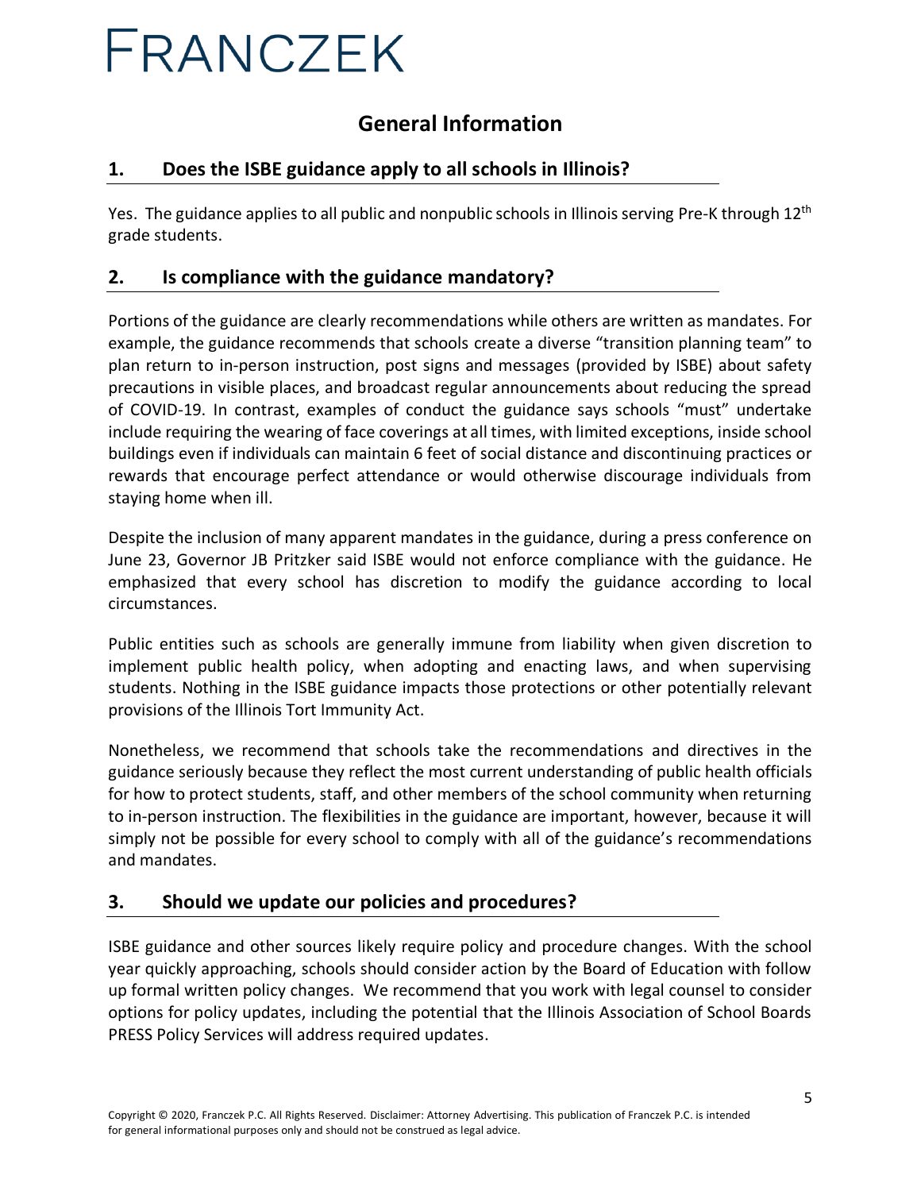# FRANCZEK

## General Information

### 1. Does the ISBE guidance apply to all schools in Illinois?

Yes. The guidance applies to all public and nonpublic schools in Illinois serving Pre-K through 12th grade students.

### 2. Is compliance with the guidance mandatory?

Portions of the guidance are clearly recommendations while others are written as mandates. For example, the guidance recommends that schools create a diverse "transition planning team" to plan return to in-person instruction, post signs and messages (provided by ISBE) about safety precautions in visible places, and broadcast regular announcements about reducing the spread of COVID-19. In contrast, examples of conduct the guidance says schools "must" undertake include requiring the wearing of face coverings at all times, with limited exceptions, inside school buildings even if individuals can maintain 6 feet of social distance and discontinuing practices or rewards that encourage perfect attendance or would otherwise discourage individuals from staying home when ill.

Despite the inclusion of many apparent mandates in the guidance, during a press conference on June 23, Governor JB Pritzker said ISBE would not enforce compliance with the guidance. He emphasized that every school has discretion to modify the guidance according to local circumstances.

Public entities such as schools are generally immune from liability when given discretion to implement public health policy, when adopting and enacting laws, and when supervising students. Nothing in the ISBE guidance impacts those protections or other potentially relevant provisions of the Illinois Tort Immunity Act.

Nonetheless, we recommend that schools take the recommendations and directives in the guidance seriously because they reflect the most current understanding of public health officials for how to protect students, staff, and other members of the school community when returning to in-person instruction. The flexibilities in the guidance are important, however, because it will simply not be possible for every school to comply with all of the guidance's recommendations and mandates.

### 3. Should we update our policies and procedures?

ISBE guidance and other sources likely require policy and procedure changes. With the school year quickly approaching, schools should consider action by the Board of Education with follow up formal written policy changes. We recommend that you work with legal counsel to consider options for policy updates, including the potential that the Illinois Association of School Boards PRESS Policy Services will address required updates.

Copyright © 2020, Franczek P.C. All Rights Reserved. Disclaimer: Attorney Advertising. This publication of Franczek P.C. is intended for general informational purposes only and should not be construed as legal advice.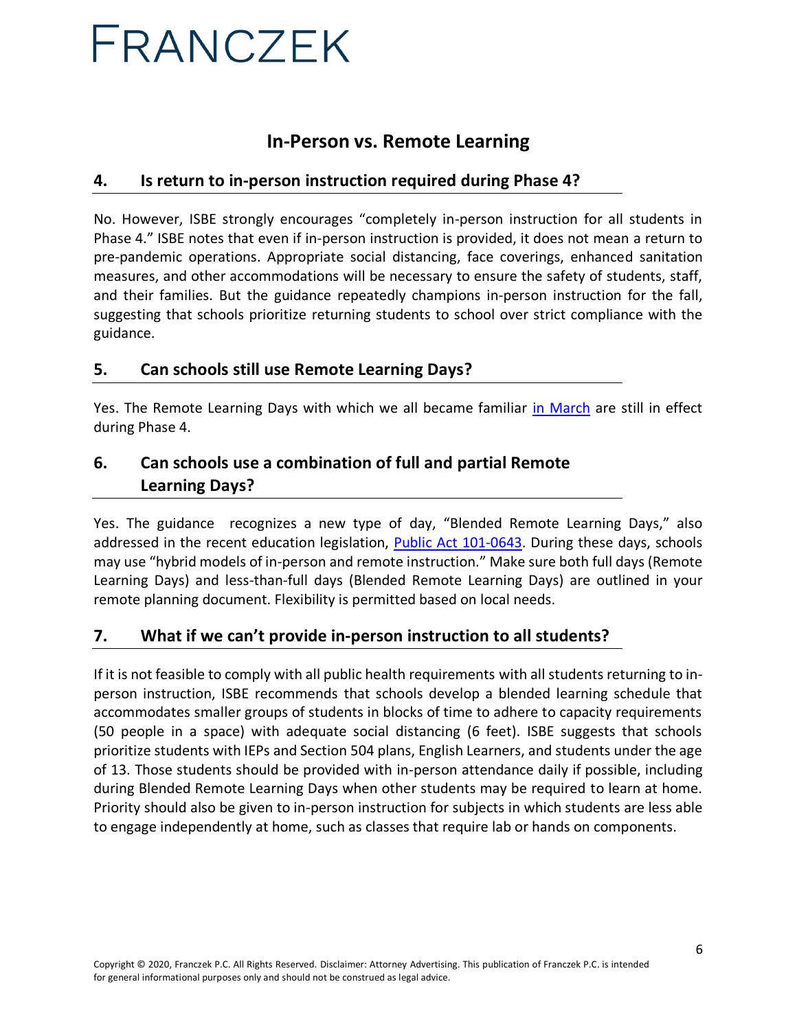## In-Person vs. Remote Learning

### 4. Is return to in-person instruction required during Phase 4?

No. However, ISBE strongly encourages "completely in-person instruction for all students in Phase 4." ISBE notes that even if in-person instruction is provided, it does not mean a return to pre-pandemic operations. Appropriate social distancing, face coverings, enhanced sanitation measures, and other accommodations will be necessary to ensure the safety of students, staff, and their families. But the guidance repeatedly champions in-person instruction for the fall, suggesting that schools prioritize returning students to school over strict compliance with the guidance.

### 5. Can schools still use Remote Learning Days?

Yes. The Remote Learning Days with which we all became familiar in March are still in effect during Phase 4.

### 6. Can schools use a combination of full and partial Remote Learning Days?

Yes. The guidance recognizes a new type of day, "Blended Remote Learning Days," also addressed in the recent education legislation, Public Act 101-0643. During these days, schools may use "hybrid models of in-person and remote instruction." Make sure both full days (Remote Learning Days) and less-than-full days (Blended Remote Learning Days) are outlined in your remote planning document. Flexibility is permitted based on local needs.

### 7. What if we can't provide in-person instruction to all students?

If it is not feasible to comply with all public health requirements with all students returning to in-person instruction, ISBE recommends that schools develop a blended learning schedule that accommodates smaller groups of students in blocks of time to adhere to capacity requirements (50 people in a space) with adequate social distancing (6 feet). ISBE suggests that schools prioritize students with IEPs and Section 504 plans, English Learners, and students under the age of 13. Those students should be provided with in-person attendance daily if possible, including during Blended Remote Learning Days when other students may be required to learn at home. Priority should also be given to in-person instruction for subjects in which students are less able to engage independently at home, such as classes that require lab or hands on components.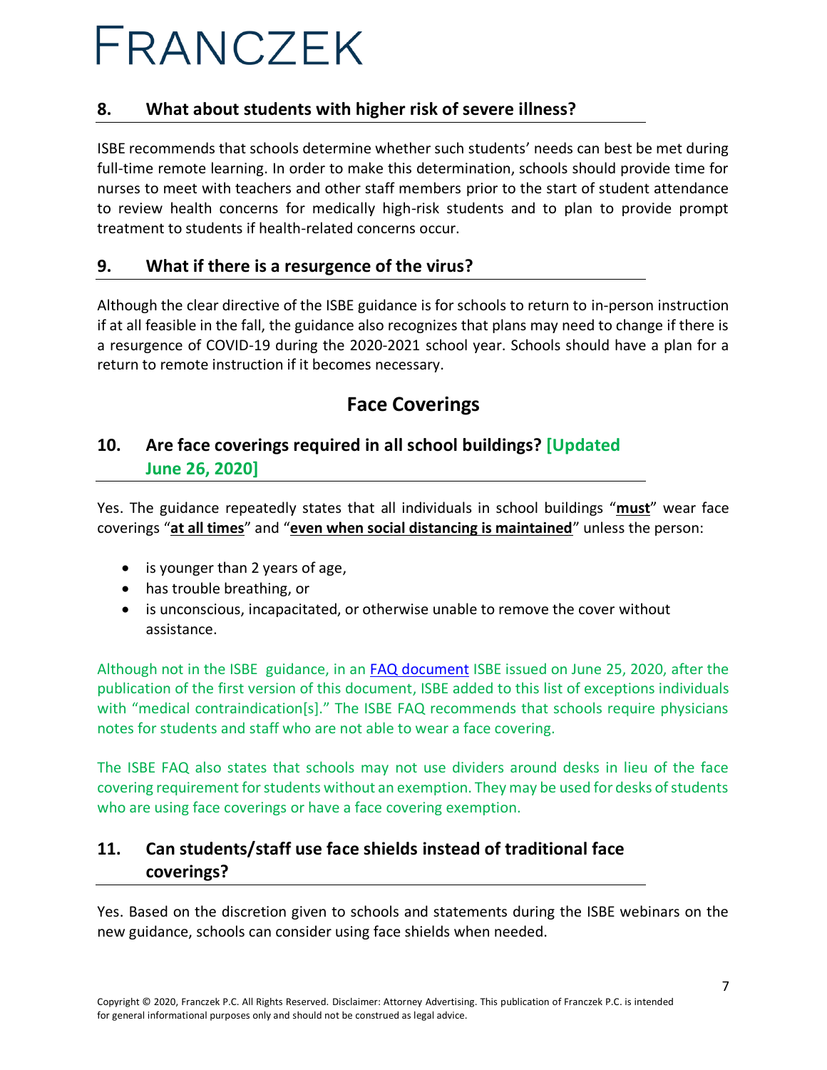### 8. What about students with higher risk of severe illness?

ISBE recommends that schools determine whether such students' needs can best be met during full-time remote learning. In order to make this determination, schools should provide time for nurses to meet with teachers and other staff members prior to the start of student attendance to review health concerns for medically high-risk students and to plan to provide prompt treatment to students if health-related concerns occur.

### 9. What if there is a resurgence of the virus?

Although the clear directive of the ISBE guidance is for schools to return to in-person instruction if at all feasible in the fall, the guidance also recognizes that plans may need to change if there is a resurgence of COVID-19 during the 2020-2021 school year. Schools should have a plan for a return to remote instruction if it becomes necessary.

## Face Coverings

### 10. Are face coverings required in all school buildings? [Updated June 26, 2020]

Yes. The guidance repeatedly states that all individuals in school buildings "**must**" wear face coverings "**at all times**" and "**even when social distancing is maintained**" unless the person:

- is younger than 2 years of age,
- has trouble breathing, or
- is unconscious, incapacitated, or otherwise unable to remove the cover without assistance.

Although not in the ISBE guidance, in an FAQ document ISBE issued on June 25, 2020, after the publication of the first version of this document, ISBE added to this list of exceptions individuals with "medical contraindication[s]." The ISBE FAQ recommends that schools require physicians notes for students and staff who are not able to wear a face covering.

The ISBE FAQ also states that schools may not use dividers around desks in lieu of the face covering requirement for students without an exemption. They may be used for desks of students who are using face coverings or have a face covering exemption.

### 11. Can students/staff use face shields instead of traditional face coverings?

Yes. Based on the discretion given to schools and statements during the ISBE webinars on the new guidance, schools can consider using face shields when needed.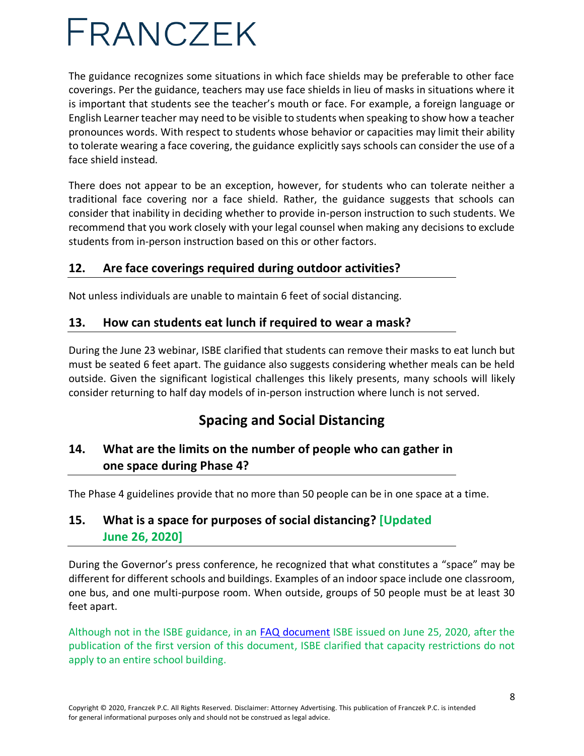The guidance recognizes some situations in which face shields may be preferable to other face coverings. Per the guidance, teachers may use face shields in lieu of masks in situations where it is important that students see the teacher's mouth or face. For example, a foreign language or English Learner teacher may need to be visible to students when speaking to show how a teacher pronounces words. With respect to students whose behavior or capacities may limit their ability to tolerate wearing a face covering, the guidance explicitly says schools can consider the use of a face shield instead.

There does not appear to be an exception, however, for students who can tolerate neither a traditional face covering nor a face shield. Rather, the guidance suggests that schools can consider that inability in deciding whether to provide in-person instruction to such students. We recommend that you work closely with your legal counsel when making any decisions to exclude students from in-person instruction based on this or other factors.

### 12. Are face coverings required during outdoor activities?

Not unless individuals are unable to maintain 6 feet of social distancing.

### 13. How can students eat lunch if required to wear a mask?

During the June 23 webinar, ISBE clarified that students can remove their masks to eat lunch but must be seated 6 feet apart. The guidance also suggests considering whether meals can be held outside. Given the significant logistical challenges this likely presents, many schools will likely consider returning to half day models of in-person instruction where lunch is not served.

## Spacing and Social Distancing

### 14. What are the limits on the number of people who can gather in one space during Phase 4?

The Phase 4 guidelines provide that no more than 50 people can be in one space at a time.

### 15. What is a space for purposes of social distancing? [Updated June 26, 2020]

During the Governor's press conference, he recognized that what constitutes a "space" may be different for different schools and buildings. Examples of an indoor space include one classroom, one bus, and one multi-purpose room. When outside, groups of 50 people must be at least 30 feet apart.

Although not in the ISBE guidance, in an FAQ document ISBE issued on June 25, 2020, after the publication of the first version of this document, ISBE clarified that capacity restrictions do not apply to an entire school building.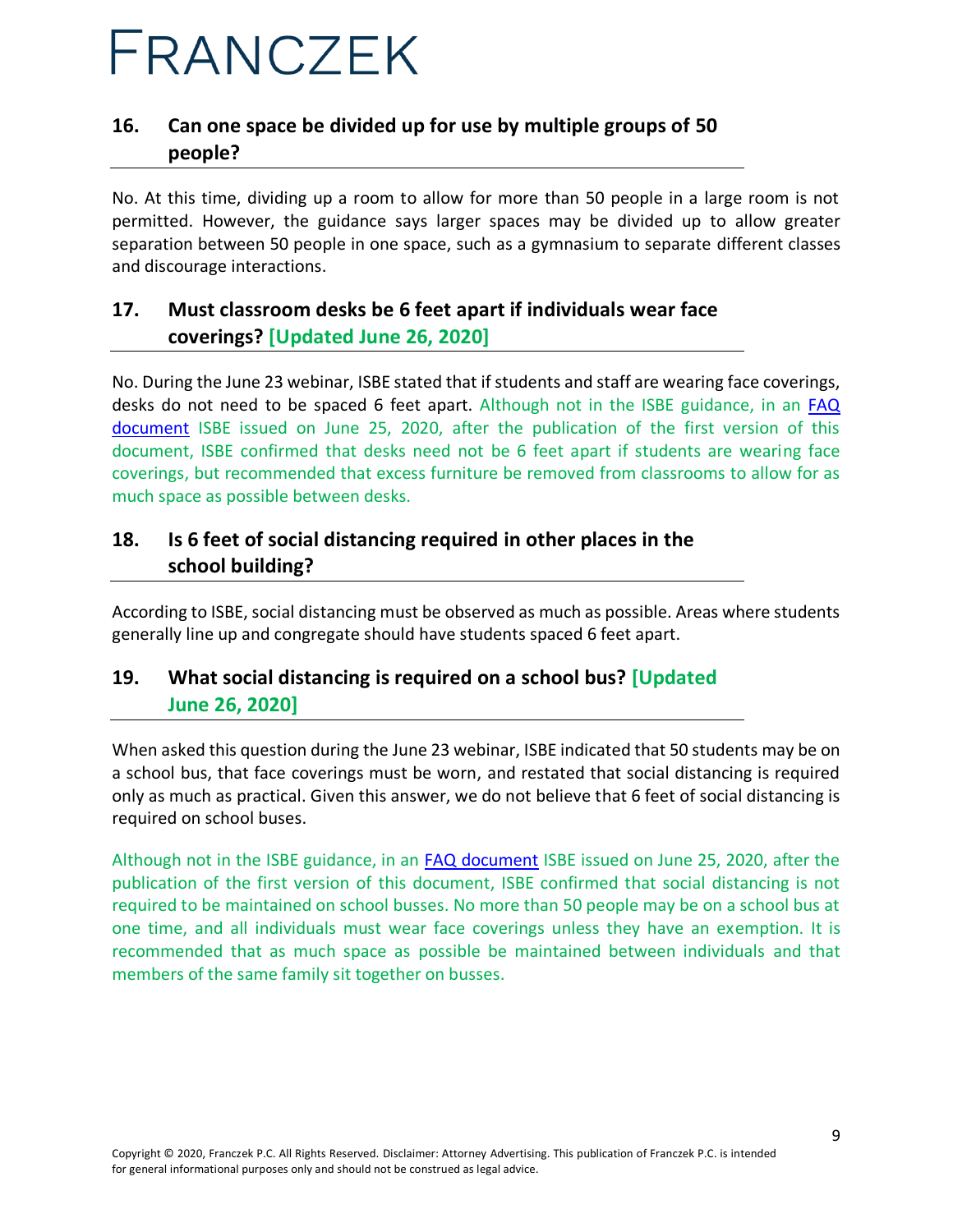### 16. Can one space be divided up for use by multiple groups of 50 people?

No. At this time, dividing up a room to allow for more than 50 people in a large room is not permitted. However, the guidance says larger spaces may be divided up to allow greater separation between 50 people in one space, such as a gymnasium to separate different classes and discourage interactions.

### 17. Must classroom desks be 6 feet apart if individuals wear face coverings? [Updated June 26, 2020]

No. During the June 23 webinar, ISBE stated that if students and staff are wearing face coverings, desks do not need to be spaced 6 feet apart. Although not in the ISBE guidance, in an FAQ document ISBE issued on June 25, 2020, after the publication of the first version of this document, ISBE confirmed that desks need not be 6 feet apart if students are wearing face coverings, but recommended that excess furniture be removed from classrooms to allow for as much space as possible between desks.

### 18. Is 6 feet of social distancing required in other places in the school building?

According to ISBE, social distancing must be observed as much as possible. Areas where students generally line up and congregate should have students spaced 6 feet apart.

### 19. What social distancing is required on a school bus? [Updated June 26, 2020]

When asked this question during the June 23 webinar, ISBE indicated that 50 students may be on a school bus, that face coverings must be worn, and restated that social distancing is required only as much as practical. Given this answer, we do not believe that 6 feet of social distancing is required on school buses.

Although not in the ISBE guidance, in an FAQ document ISBE issued on June 25, 2020, after the publication of the first version of this document, ISBE confirmed that social distancing is not required to be maintained on school busses. No more than 50 people may be on a school bus at one time, and all individuals must wear face coverings unless they have an exemption. It is recommended that as much space as possible be maintained between individuals and that members of the same family sit together on busses.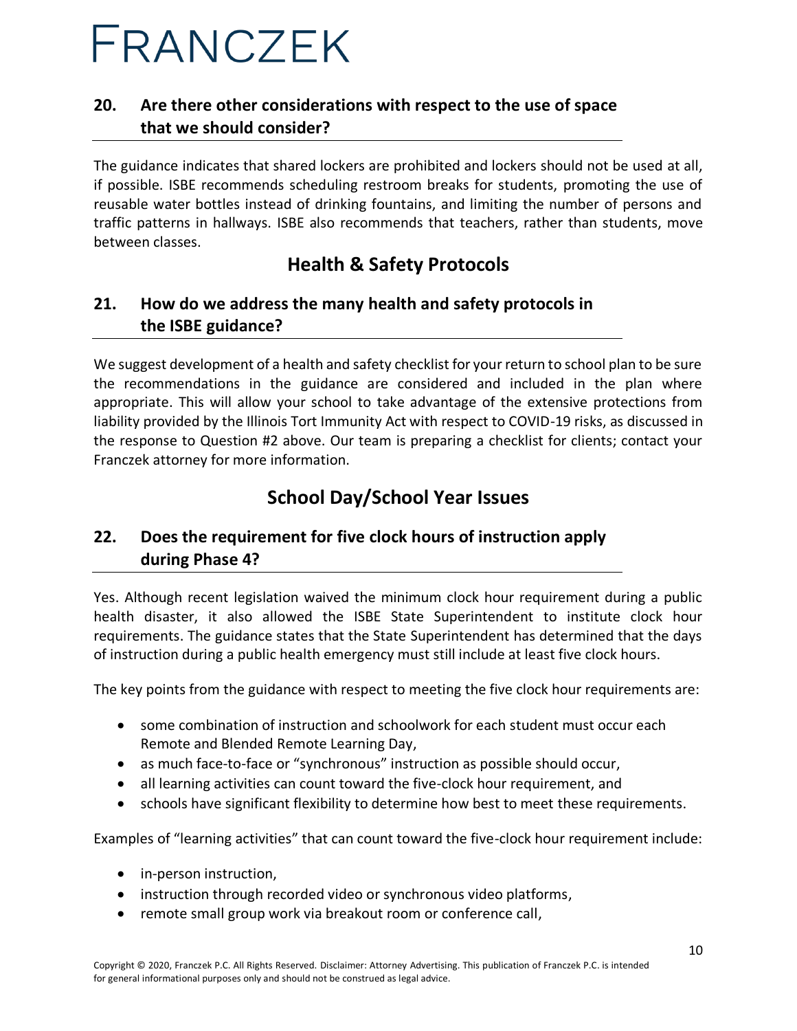## 20. Are there other considerations with respect to the use of space that we should consider?

The guidance indicates that shared lockers are prohibited and lockers should not be used at all, if possible. ISBE recommends scheduling restroom breaks for students, promoting the use of reusable water bottles instead of drinking fountains, and limiting the number of persons and traffic patterns in hallways. ISBE also recommends that teachers, rather than students, move between classes.

# Health & Safety Protocols

## 21. How do we address the many health and safety protocols in the ISBE guidance?

We suggest development of a health and safety checklist for your return to school plan to be sure the recommendations in the guidance are considered and included in the plan where appropriate. This will allow your school to take advantage of the extensive protections from liability provided by the Illinois Tort Immunity Act with respect to COVID-19 risks, as discussed in the response to Question #2 above. Our team is preparing a checklist for clients; contact your Franczek attorney for more information.

# School Day/School Year Issues

## 22. Does the requirement for five clock hours of instruction apply during Phase 4?

Yes. Although recent legislation waived the minimum clock hour requirement during a public health disaster, it also allowed the ISBE State Superintendent to institute clock hour requirements. The guidance states that the State Superintendent has determined that the days of instruction during a public health emergency must still include at least five clock hours.

The key points from the guidance with respect to meeting the five clock hour requirements are:

- some combination of instruction and schoolwork for each student must occur each Remote and Blended Remote Learning Day,
- as much face-to-face or "synchronous" instruction as possible should occur,
- all learning activities can count toward the five-clock hour requirement, and
- schools have significant flexibility to determine how best to meet these requirements.

Examples of "learning activities" that can count toward the five-clock hour requirement include:

- in-person instruction,
- instruction through recorded video or synchronous video platforms,
- remote small group work via breakout room or conference call,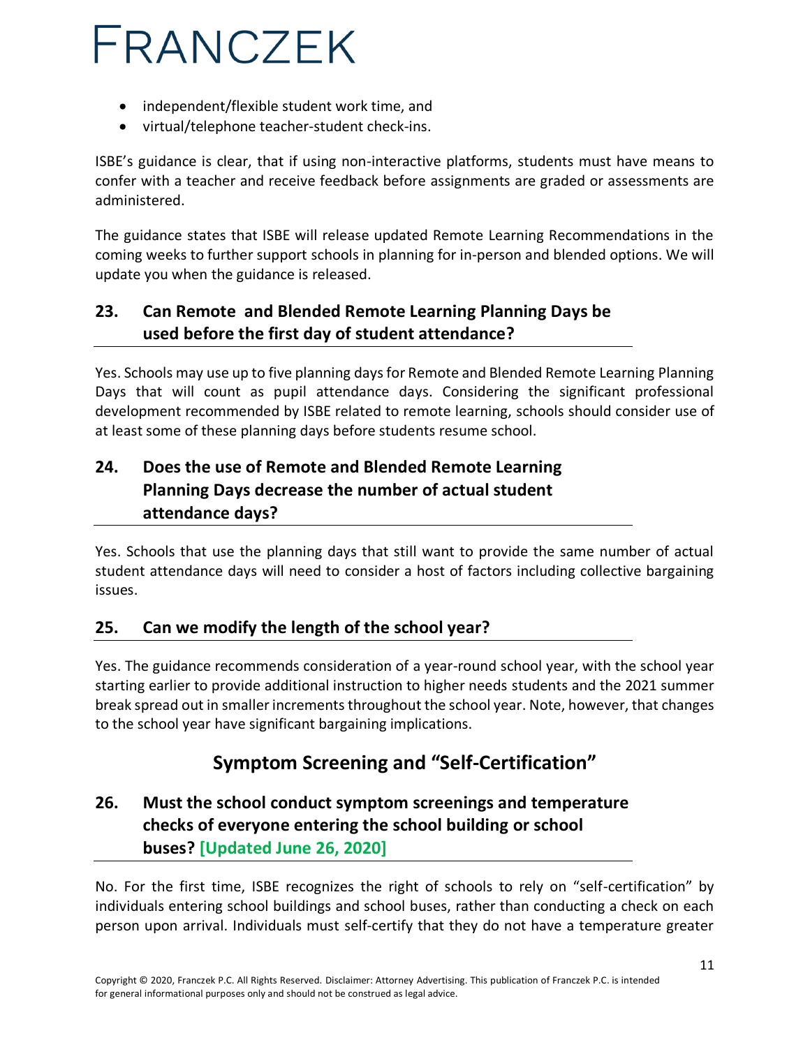- independent/flexible student work time, and
- virtual/telephone teacher-student check-ins.

ISBE's guidance is clear, that if using non-interactive platforms, students must have means to confer with a teacher and receive feedback before assignments are graded or assessments are administered.

The guidance states that ISBE will release updated Remote Learning Recommendations in the coming weeks to further support schools in planning for in-person and blended options. We will update you when the guidance is released.

### 23. Can Remote and Blended Remote Learning Planning Days be used before the first day of student attendance?

Yes. Schools may use up to five planning days for Remote and Blended Remote Learning Planning Days that will count as pupil attendance days. Considering the significant professional development recommended by ISBE related to remote learning, schools should consider use of at least some of these planning days before students resume school.

### 24. Does the use of Remote and Blended Remote Learning Planning Days decrease the number of actual student attendance days?

Yes. Schools that use the planning days that still want to provide the same number of actual student attendance days will need to consider a host of factors including collective bargaining issues.

### 25. Can we modify the length of the school year?

Yes. The guidance recommends consideration of a year-round school year, with the school year starting earlier to provide additional instruction to higher needs students and the 2021 summer break spread out in smaller increments throughout the school year. Note, however, that changes to the school year have significant bargaining implications.

## Symptom Screening and "Self-Certification"

### 26. Must the school conduct symptom screenings and temperature checks of everyone entering the school building or school buses? [Updated June 26, 2020]

No. For the first time, ISBE recognizes the right of schools to rely on "self-certification" by individuals entering school buildings and school buses, rather than conducting a check on each person upon arrival. Individuals must self-certify that they do not have a temperature greater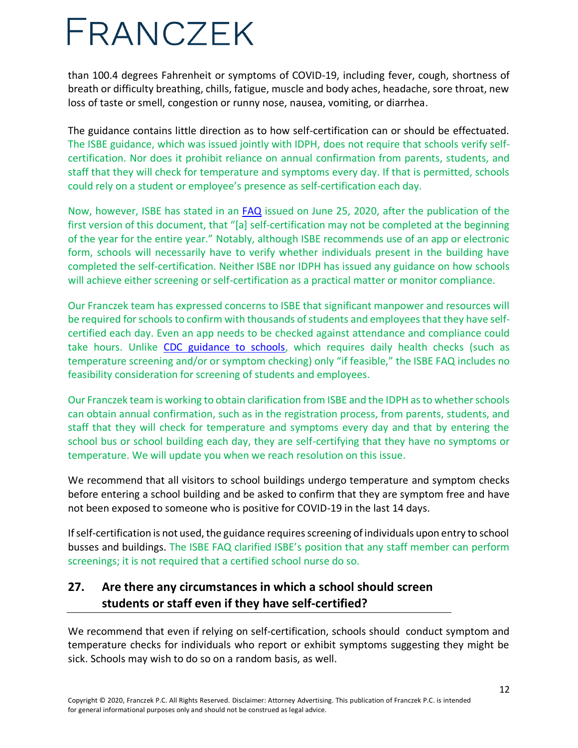than 100.4 degrees Fahrenheit or symptoms of COVID-19, including fever, cough, shortness of breath or difficulty breathing, chills, fatigue, muscle and body aches, headache, sore throat, new loss of taste or smell, congestion or runny nose, nausea, vomiting, or diarrhea.

The guidance contains little direction as to how self-certification can or should be effectuated. The ISBE guidance, which was issued jointly with IDPH, does not require that schools verify self-certification. Nor does it prohibit reliance on annual confirmation from parents, students, and staff that they will check for temperature and symptoms every day. If that is permitted, schools could rely on a student or employee's presence as self-certification each day.

Now, however, ISBE has stated in an FAQ issued on June 25, 2020, after the publication of the first version of this document, that "[a] self-certification may not be completed at the beginning of the year for the entire year." Notably, although ISBE recommends use of an app or electronic form, schools will necessarily have to verify whether individuals present in the building have completed the self-certification. Neither ISBE nor IDPH has issued any guidance on how schools will achieve either screening or self-certification as a practical matter or monitor compliance.

Our Franczek team has expressed concerns to ISBE that significant manpower and resources will be required for schools to confirm with thousands of students and employees that they have self-certified each day. Even an app needs to be checked against attendance and compliance could take hours. Unlike CDC guidance to schools, which requires daily health checks (such as temperature screening and/or or symptom checking) only "if feasible," the ISBE FAQ includes no feasibility consideration for screening of students and employees.

Our Franczek team is working to obtain clarification from ISBE and the IDPH as to whether schools can obtain annual confirmation, such as in the registration process, from parents, students, and staff that they will check for temperature and symptoms every day and that by entering the school bus or school building each day, they are self-certifying that they have no symptoms or temperature. We will update you when we reach resolution on this issue.

We recommend that all visitors to school buildings undergo temperature and symptom checks before entering a school building and be asked to confirm that they are symptom free and have not been exposed to someone who is positive for COVID-19 in the last 14 days.

If self-certification is not used, the guidance requires screening of individuals upon entry to school busses and buildings. The ISBE FAQ clarified ISBE's position that any staff member can perform screenings; it is not required that a certified school nurse do so.

## 27. Are there any circumstances in which a school should screen students or staff even if they have self-certified?

We recommend that even if relying on self-certification, schools should conduct symptom and temperature checks for individuals who report or exhibit symptoms suggesting they might be sick. Schools may wish to do so on a random basis, as well.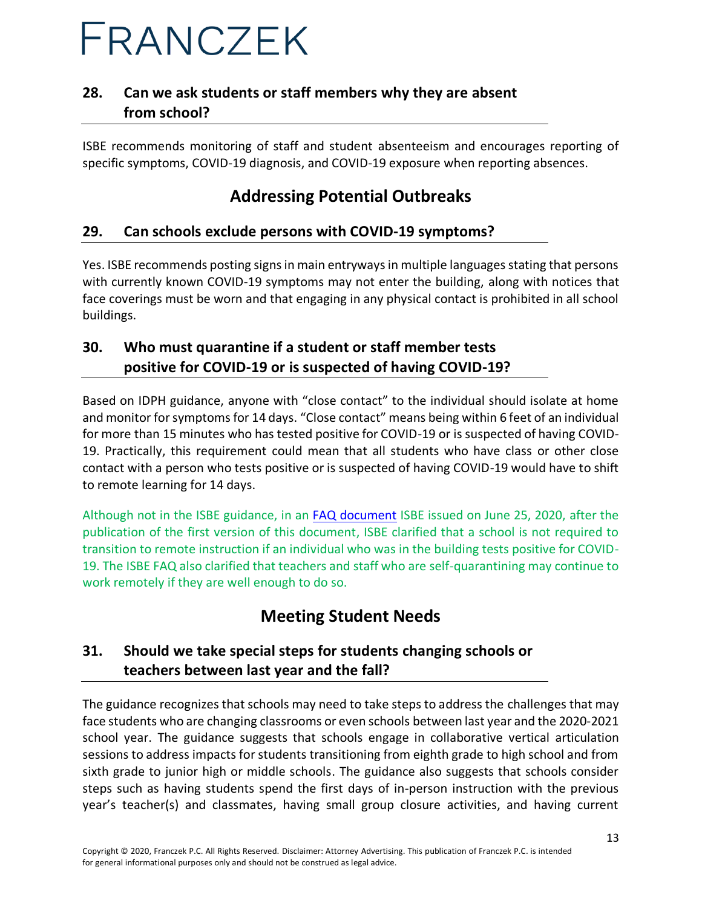### 28. Can we ask students or staff members why they are absent from school?

ISBE recommends monitoring of staff and student absenteeism and encourages reporting of specific symptoms, COVID-19 diagnosis, and COVID-19 exposure when reporting absences.

## Addressing Potential Outbreaks

### 29. Can schools exclude persons with COVID-19 symptoms?

Yes. ISBE recommends posting signs in main entryways in multiple languages stating that persons with currently known COVID-19 symptoms may not enter the building, along with notices that face coverings must be worn and that engaging in any physical contact is prohibited in all school buildings.

### 30. Who must quarantine if a student or staff member tests positive for COVID-19 or is suspected of having COVID-19?

Based on IDPH guidance, anyone with "close contact" to the individual should isolate at home and monitor for symptoms for 14 days. "Close contact" means being within 6 feet of an individual for more than 15 minutes who has tested positive for COVID-19 or is suspected of having COVID-19. Practically, this requirement could mean that all students who have class or other close contact with a person who tests positive or is suspected of having COVID-19 would have to shift to remote learning for 14 days.

Although not in the ISBE guidance, in an FAQ document ISBE issued on June 25, 2020, after the publication of the first version of this document, ISBE clarified that a school is not required to transition to remote instruction if an individual who was in the building tests positive for COVID-19. The ISBE FAQ also clarified that teachers and staff who are self-quarantining may continue to work remotely if they are well enough to do so.

## Meeting Student Needs

### 31. Should we take special steps for students changing schools or teachers between last year and the fall?

The guidance recognizes that schools may need to take steps to address the challenges that may face students who are changing classrooms or even schools between last year and the 2020-2021 school year. The guidance suggests that schools engage in collaborative vertical articulation sessions to address impacts for students transitioning from eighth grade to high school and from sixth grade to junior high or middle schools. The guidance also suggests that schools consider steps such as having students spend the first days of in-person instruction with the previous year's teacher(s) and classmates, having small group closure activities, and having current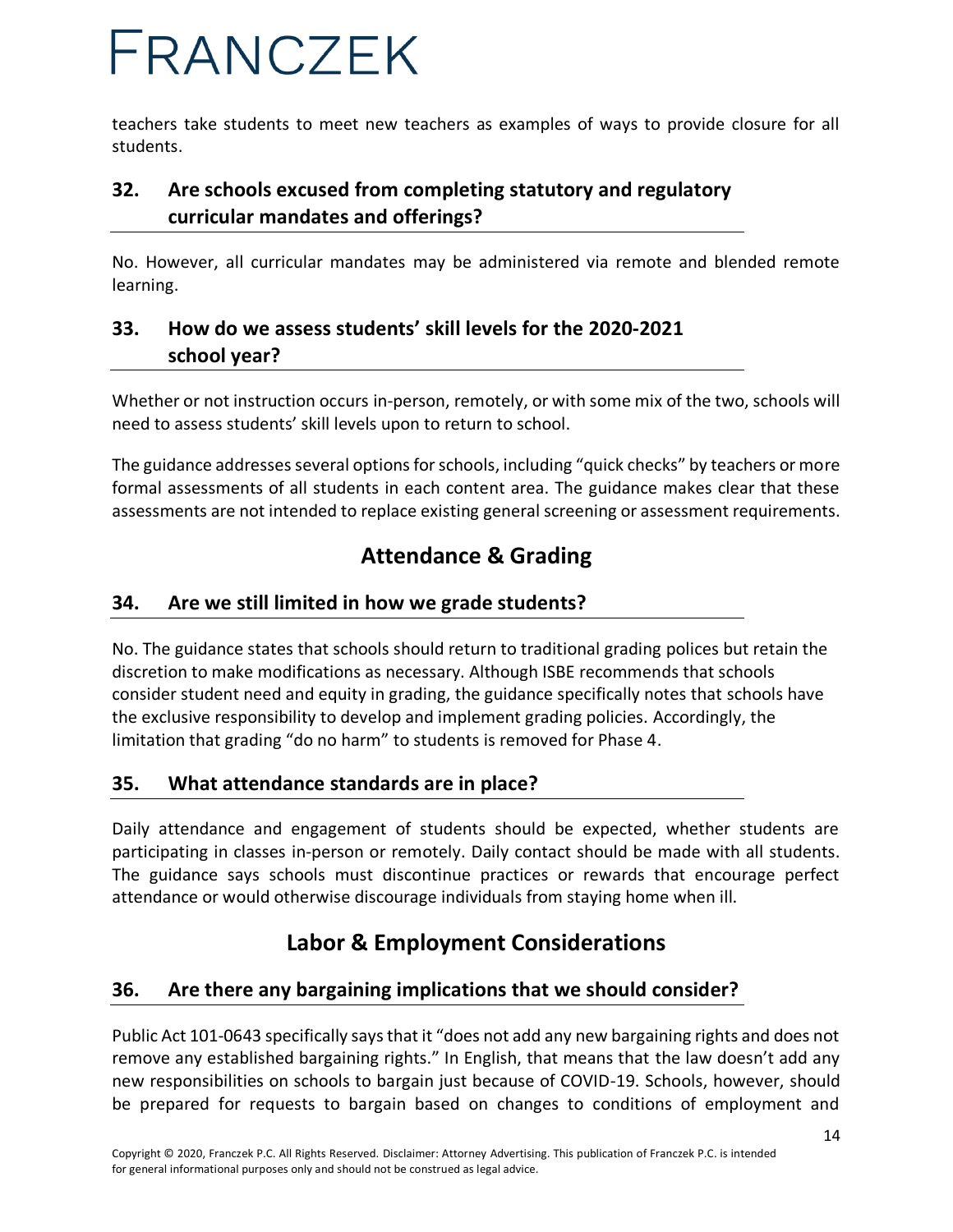teachers take students to meet new teachers as examples of ways to provide closure for all students.

### 32. Are schools excused from completing statutory and regulatory curricular mandates and offerings?

No. However, all curricular mandates may be administered via remote and blended remote learning.

### 33. How do we assess students' skill levels for the 2020-2021 school year?

Whether or not instruction occurs in-person, remotely, or with some mix of the two, schools will need to assess students' skill levels upon to return to school.

The guidance addresses several options for schools, including "quick checks" by teachers or more formal assessments of all students in each content area. The guidance makes clear that these assessments are not intended to replace existing general screening or assessment requirements.

## Attendance & Grading

### 34. Are we still limited in how we grade students?

No. The guidance states that schools should return to traditional grading polices but retain the discretion to make modifications as necessary. Although ISBE recommends that schools consider student need and equity in grading, the guidance specifically notes that schools have the exclusive responsibility to develop and implement grading policies. Accordingly, the limitation that grading "do no harm" to students is removed for Phase 4.

### 35. What attendance standards are in place?

Daily attendance and engagement of students should be expected, whether students are participating in classes in-person or remotely. Daily contact should be made with all students. The guidance says schools must discontinue practices or rewards that encourage perfect attendance or would otherwise discourage individuals from staying home when ill.

## Labor & Employment Considerations

### 36. Are there any bargaining implications that we should consider?

Public Act 101-0643 specifically says that it "does not add any new bargaining rights and does not remove any established bargaining rights." In English, that means that the law doesn't add any new responsibilities on schools to bargain just because of COVID-19. Schools, however, should be prepared for requests to bargain based on changes to conditions of employment and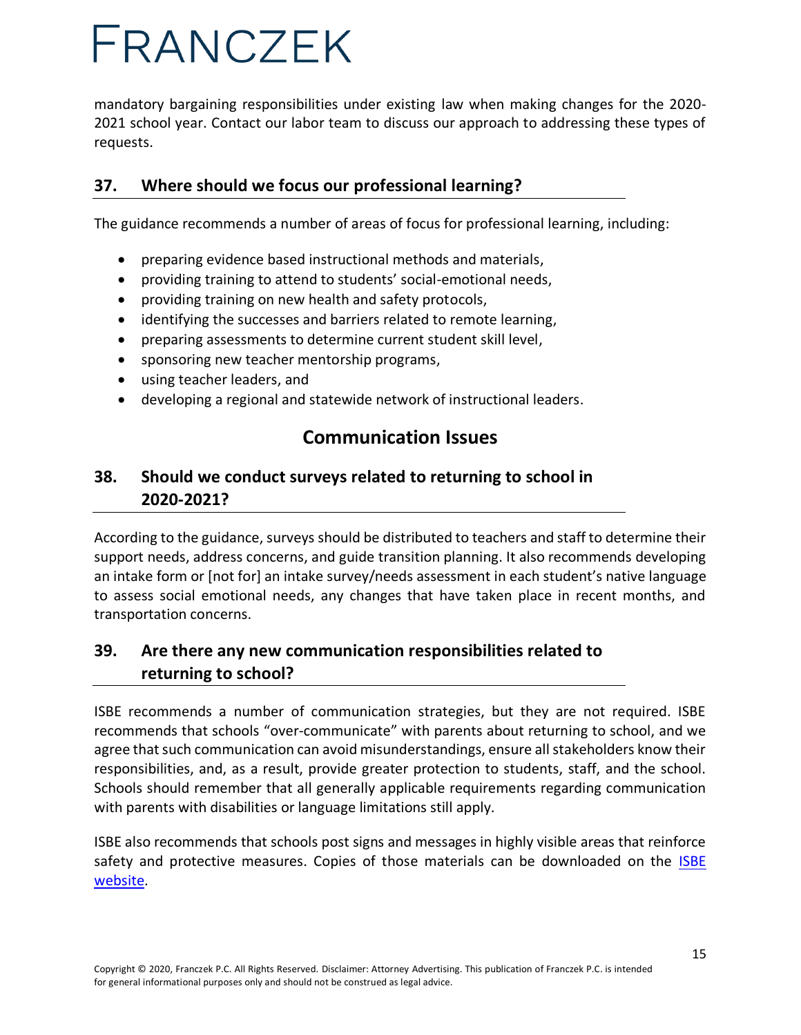mandatory bargaining responsibilities under existing law when making changes for the 2020-2021 school year. Contact our labor team to discuss our approach to addressing these types of requests.

## 37. Where should we focus our professional learning?

The guidance recommends a number of areas of focus for professional learning, including:

- preparing evidence based instructional methods and materials,
- providing training to attend to students' social-emotional needs,
- providing training on new health and safety protocols,
- identifying the successes and barriers related to remote learning,
- preparing assessments to determine current student skill level,
- sponsoring new teacher mentorship programs,
- using teacher leaders, and
- developing a regional and statewide network of instructional leaders.

# Communication Issues

## 38. Should we conduct surveys related to returning to school in 2020-2021?

According to the guidance, surveys should be distributed to teachers and staff to determine their support needs, address concerns, and guide transition planning. It also recommends developing an intake form or [not for] an intake survey/needs assessment in each student's native language to assess social emotional needs, any changes that have taken place in recent months, and transportation concerns.

## 39. Are there any new communication responsibilities related to returning to school?

ISBE recommends a number of communication strategies, but they are not required. ISBE recommends that schools "over-communicate" with parents about returning to school, and we agree that such communication can avoid misunderstandings, ensure all stakeholders know their responsibilities, and, as a result, provide greater protection to students, staff, and the school. Schools should remember that all generally applicable requirements regarding communication with parents with disabilities or language limitations still apply.

ISBE also recommends that schools post signs and messages in highly visible areas that reinforce safety and protective measures. Copies of those materials can be downloaded on the ISBE website.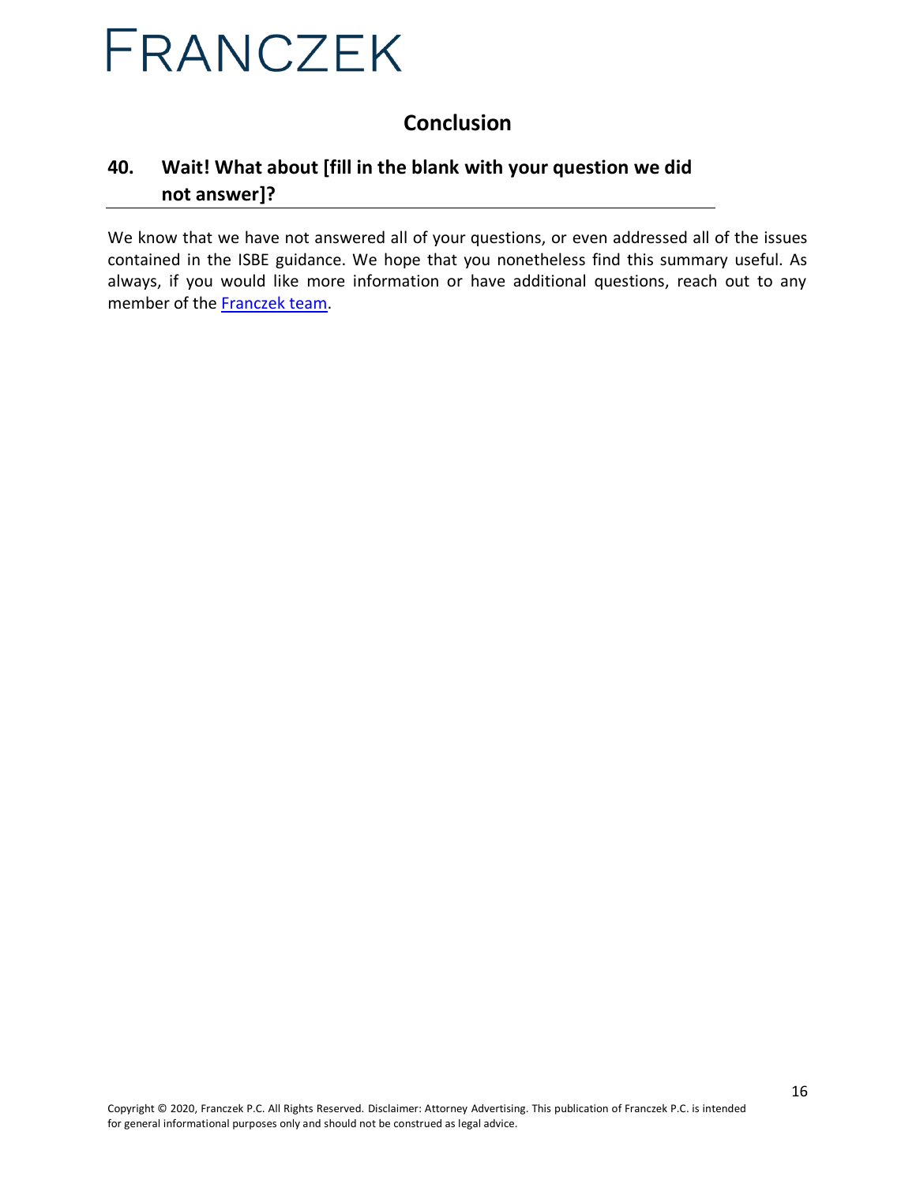FRANCZEK

## Conclusion

### 40. Wait! What about [fill in the blank with your question we did not answer]?

We know that we have not answered all of your questions, or even addressed all of the issues contained in the ISBE guidance. We hope that you nonetheless find this summary useful. As always, if you would like more information or have additional questions, reach out to any member of the Franczek team.

Copyright © 2020, Franczek P.C. All Rights Reserved. Disclaimer: Attorney Advertising. This publication of Franczek P.C. is intended for general informational purposes only and should not be construed as legal advice.